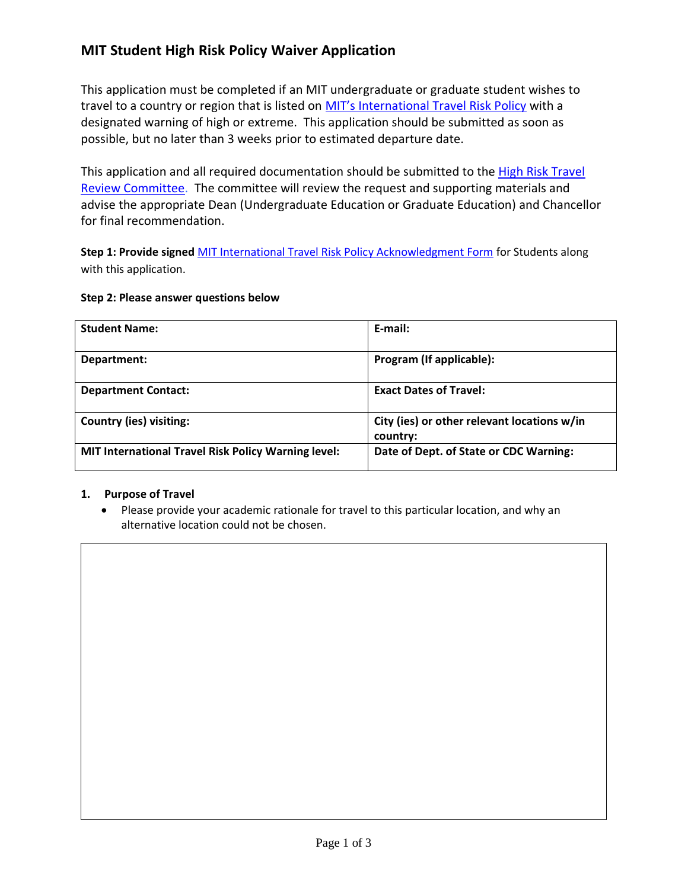# MIT Student High Risk Policy Waiver Application

This application must be completed if an MIT undergraduate or graduate student wishes to travel to a country or region that is listed on MIT's International Travel Risk Policy with a designated warning of high or extreme. This application should be submitted as soon as possible, but no later than 3 weeks prior to estimated departure date.

This application and all required documentation should be submitted to the High Risk Travel Review Committee. The committee will review the request and supporting materials and advise the appropriate Dean (Undergraduate Education or Graduate Education) and Chancellor for final recommendation.

**Step 1: Provide signed** MIT International Travel Risk Policy Acknowledgment Form for Students along with this application.

**Step 2: Please answer questions below**

| **Student Name:** | **E-mail:** |
|---|---|
| **Department:** | **Program (If applicable):** |
| **Department Contact:** | **Exact Dates of Travel:** |
| **Country (ies) visiting:** | **City (ies) or other relevant locations w/in country:** |
| **MIT International Travel Risk Policy Warning level:** | **Date of Dept. of State or CDC Warning:** |

1. **Purpose of Travel**
   - Please provide your academic rationale for travel to this particular location, and why an alternative location could not be chosen.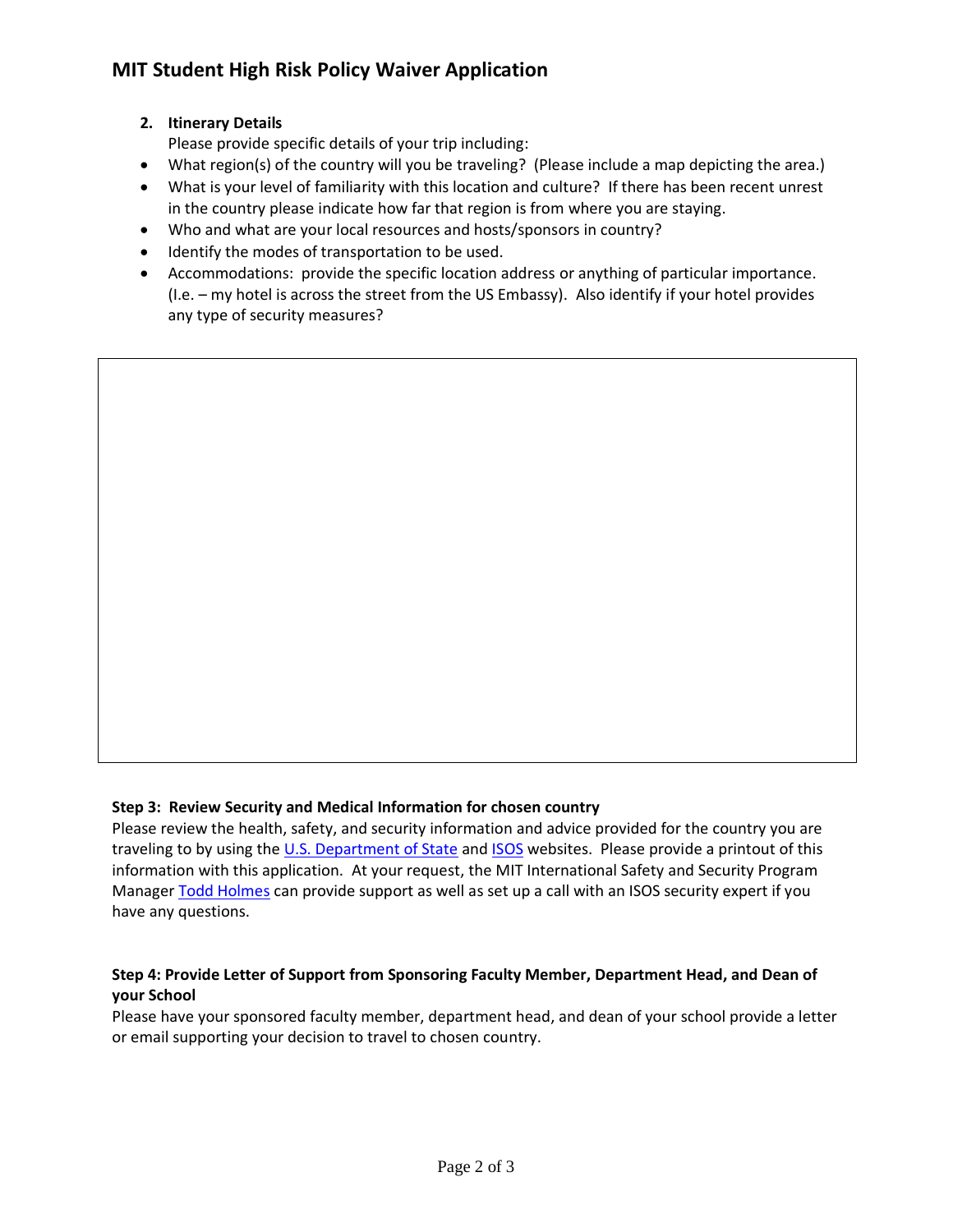# MIT Student High Risk Policy Waiver Application

2. **Itinerary Details**

   Please provide specific details of your trip including:

- What region(s) of the country will you be traveling? (Please include a map depicting the area.)
- What is your level of familiarity with this location and culture? If there has been recent unrest in the country please indicate how far that region is from where you are staying.
- Who and what are your local resources and hosts/sponsors in country?
- Identify the modes of transportation to be used.
- Accommodations: provide the specific location address or anything of particular importance. (I.e. – my hotel is across the street from the US Embassy). Also identify if your hotel provides any type of security measures?

**Step 3: Review Security and Medical Information for chosen country**

Please review the health, safety, and security information and advice provided for the country you are traveling to by using the U.S. Department of State and ISOS websites. Please provide a printout of this information with this application. At your request, the MIT International Safety and Security Program Manager Todd Holmes can provide support as well as set up a call with an ISOS security expert if you have any questions.

**Step 4: Provide Letter of Support from Sponsoring Faculty Member, Department Head, and Dean of your School**

Please have your sponsored faculty member, department head, and dean of your school provide a letter or email supporting your decision to travel to chosen country.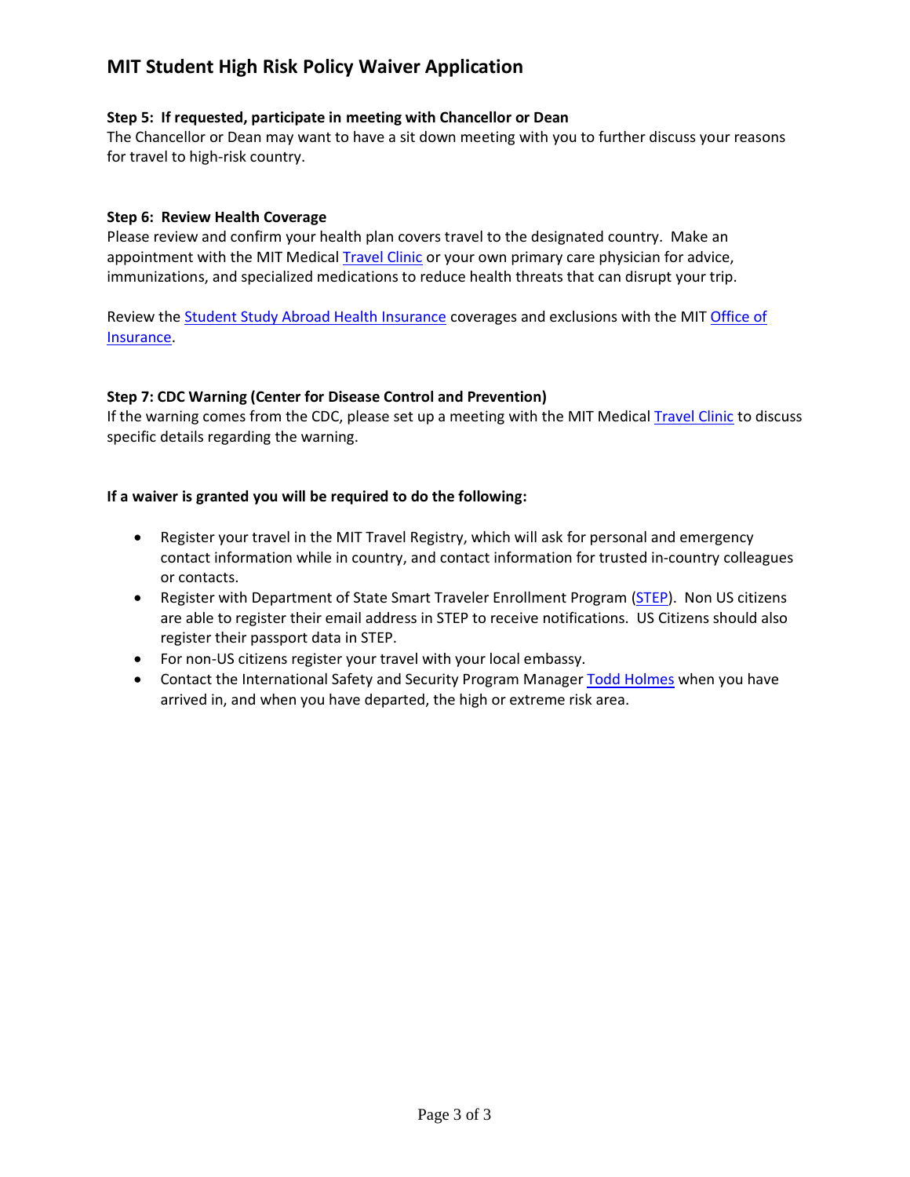# MIT Student High Risk Policy Waiver Application

**Step 5: If requested, participate in meeting with Chancellor or Dean**

The Chancellor or Dean may want to have a sit down meeting with you to further discuss your reasons for travel to high-risk country.

**Step 6: Review Health Coverage**

Please review and confirm your health plan covers travel to the designated country. Make an appointment with the MIT Medical Travel Clinic or your own primary care physician for advice, immunizations, and specialized medications to reduce health threats that can disrupt your trip.

Review the Student Study Abroad Health Insurance coverages and exclusions with the MIT Office of Insurance.

**Step 7: CDC Warning (Center for Disease Control and Prevention)**

If the warning comes from the CDC, please set up a meeting with the MIT Medical Travel Clinic to discuss specific details regarding the warning.

**If a waiver is granted you will be required to do the following:**

- Register your travel in the MIT Travel Registry, which will ask for personal and emergency contact information while in country, and contact information for trusted in-country colleagues or contacts.
- Register with Department of State Smart Traveler Enrollment Program (STEP). Non US citizens are able to register their email address in STEP to receive notifications. US Citizens should also register their passport data in STEP.
- For non-US citizens register your travel with your local embassy.
- Contact the International Safety and Security Program Manager Todd Holmes when you have arrived in, and when you have departed, the high or extreme risk area.